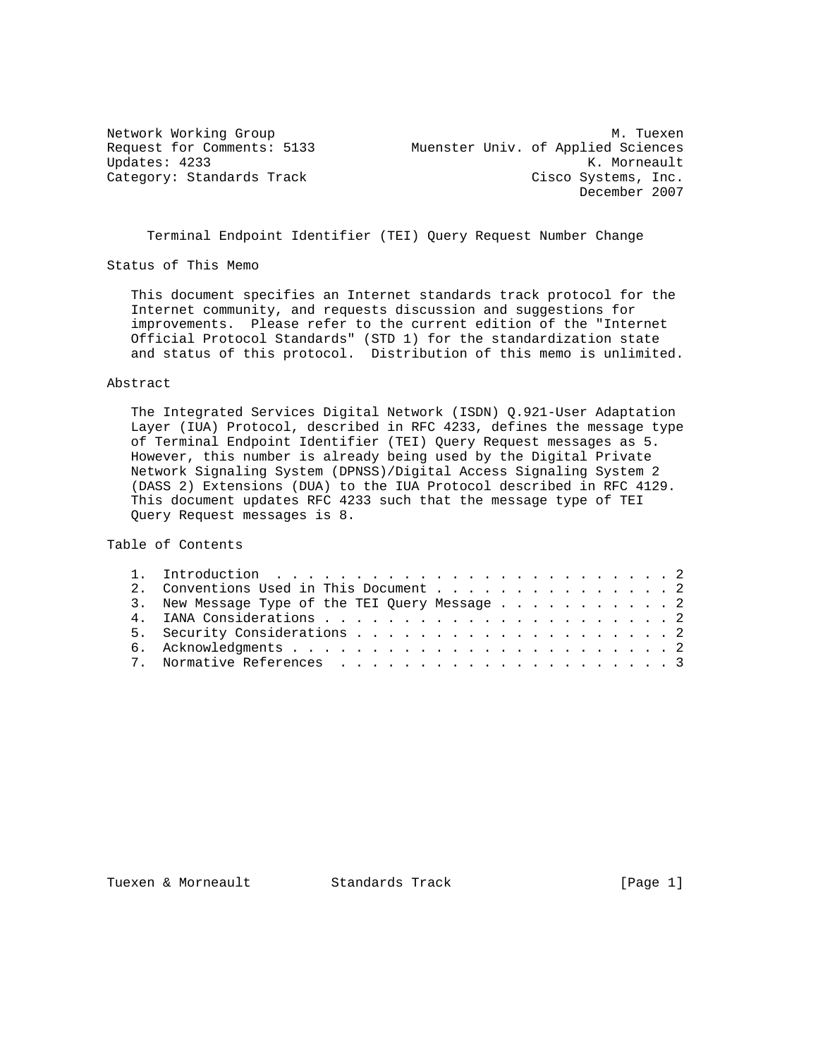Network Working Group M. Tuexen
Request for Comments: 5133 Muenster Univ. of Applied Sciences
Updates: 4233 K. Morneault
Category: Standards Track Cisco Systems, Inc.
December 2007

# Terminal Endpoint Identifier (TEI) Query Request Number Change

## Status of This Memo

This document specifies an Internet standards track protocol for the Internet community, and requests discussion and suggestions for improvements. Please refer to the current edition of the "Internet Official Protocol Standards" (STD 1) for the standardization state and status of this protocol. Distribution of this memo is unlimited.

## Abstract

The Integrated Services Digital Network (ISDN) Q.921-User Adaptation Layer (IUA) Protocol, described in RFC 4233, defines the message type of Terminal Endpoint Identifier (TEI) Query Request messages as 5. However, this number is already being used by the Digital Private Network Signaling System (DPNSS)/Digital Access Signaling System 2 (DASS 2) Extensions (DUA) to the IUA Protocol described in RFC 4129. This document updates RFC 4233 such that the message type of TEI Query Request messages is 8.

## Table of Contents

1. Introduction . . . . . . . . . . . . . . . . . . . . . . . . . 2
2. Conventions Used in This Document . . . . . . . . . . . . . . . 2
3. New Message Type of the TEI Query Message . . . . . . . . . . . 2
4. IANA Considerations . . . . . . . . . . . . . . . . . . . . . . 2
5. Security Considerations . . . . . . . . . . . . . . . . . . . . 2
6. Acknowledgments . . . . . . . . . . . . . . . . . . . . . . . . 2
7. Normative References . . . . . . . . . . . . . . . . . . . . . 3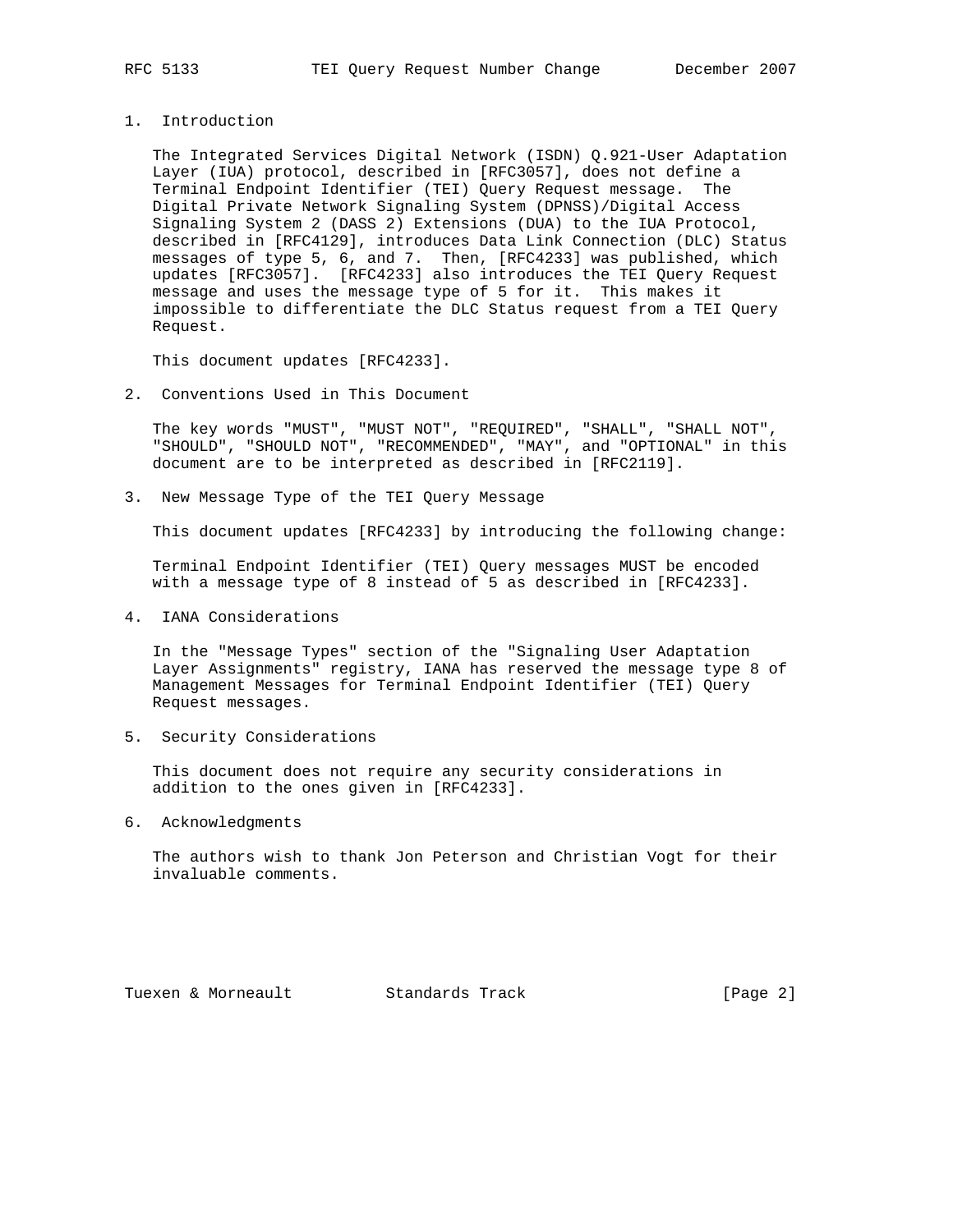## 1. Introduction

The Integrated Services Digital Network (ISDN) Q.921-User Adaptation Layer (IUA) protocol, described in [RFC3057], does not define a Terminal Endpoint Identifier (TEI) Query Request message. The Digital Private Network Signaling System (DPNSS)/Digital Access Signaling System 2 (DASS 2) Extensions (DUA) to the IUA Protocol, described in [RFC4129], introduces Data Link Connection (DLC) Status messages of type 5, 6, and 7. Then, [RFC4233] was published, which updates [RFC3057]. [RFC4233] also introduces the TEI Query Request message and uses the message type of 5 for it. This makes it impossible to differentiate the DLC Status request from a TEI Query Request.

This document updates [RFC4233].

## 2. Conventions Used in This Document

The key words "MUST", "MUST NOT", "REQUIRED", "SHALL", "SHALL NOT", "SHOULD", "SHOULD NOT", "RECOMMENDED", "MAY", and "OPTIONAL" in this document are to be interpreted as described in [RFC2119].

## 3. New Message Type of the TEI Query Message

This document updates [RFC4233] by introducing the following change:

Terminal Endpoint Identifier (TEI) Query messages MUST be encoded with a message type of 8 instead of 5 as described in [RFC4233].

## 4. IANA Considerations

In the "Message Types" section of the "Signaling User Adaptation Layer Assignments" registry, IANA has reserved the message type 8 of Management Messages for Terminal Endpoint Identifier (TEI) Query Request messages.

## 5. Security Considerations

This document does not require any security considerations in addition to the ones given in [RFC4233].

## 6. Acknowledgments

The authors wish to thank Jon Peterson and Christian Vogt for their invaluable comments.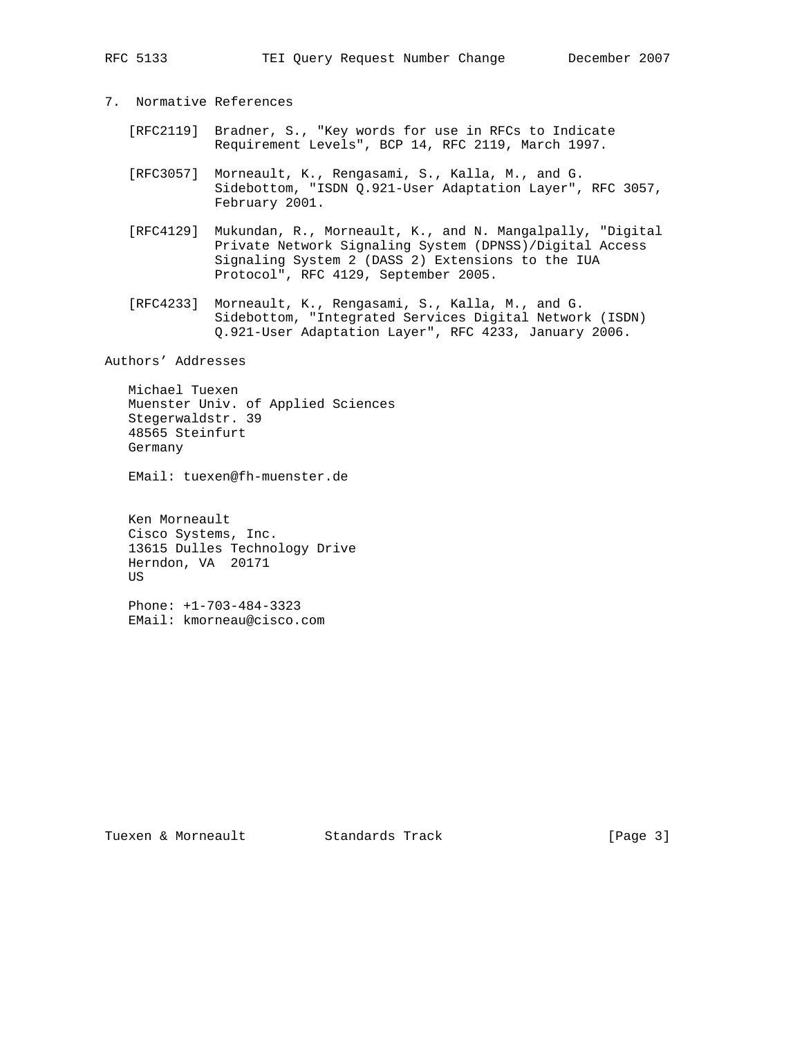## 7. Normative References

[RFC2119] Bradner, S., "Key words for use in RFCs to Indicate Requirement Levels", BCP 14, RFC 2119, March 1997.

[RFC3057] Morneault, K., Rengasami, S., Kalla, M., and G. Sidebottom, "ISDN Q.921-User Adaptation Layer", RFC 3057, February 2001.

[RFC4129] Mukundan, R., Morneault, K., and N. Mangalpally, "Digital Private Network Signaling System (DPNSS)/Digital Access Signaling System 2 (DASS 2) Extensions to the IUA Protocol", RFC 4129, September 2005.

[RFC4233] Morneault, K., Rengasami, S., Kalla, M., and G. Sidebottom, "Integrated Services Digital Network (ISDN) Q.921-User Adaptation Layer", RFC 4233, January 2006.

## Authors' Addresses

Michael Tuexen
Muenster Univ. of Applied Sciences
Stegerwaldstr. 39
48565 Steinfurt
Germany

EMail: tuexen@fh-muenster.de

Ken Morneault
Cisco Systems, Inc.
13615 Dulles Technology Drive
Herndon, VA 20171
US

Phone: +1-703-484-3323
EMail: kmorneau@cisco.com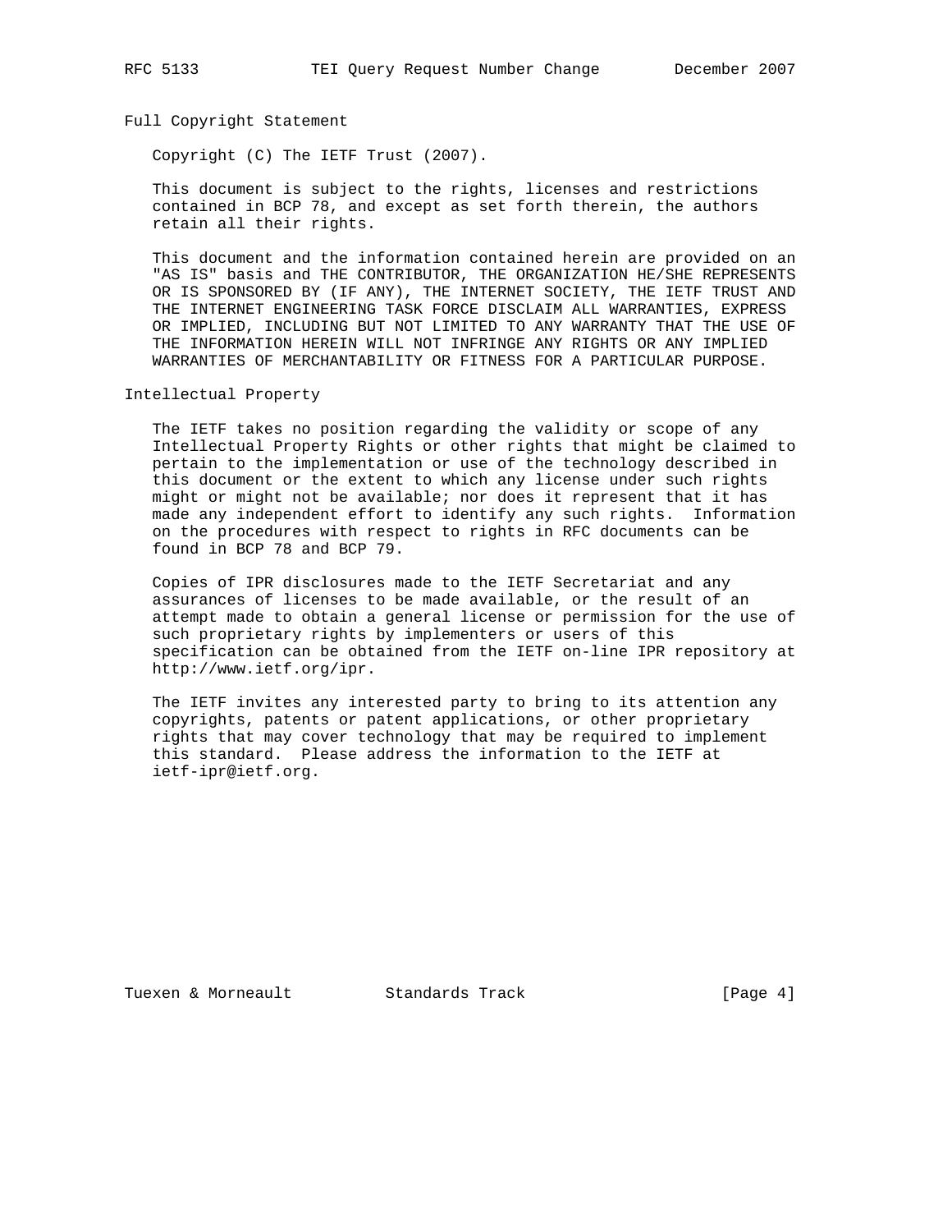## Full Copyright Statement

Copyright (C) The IETF Trust (2007).

This document is subject to the rights, licenses and restrictions contained in BCP 78, and except as set forth therein, the authors retain all their rights.

This document and the information contained herein are provided on an "AS IS" basis and THE CONTRIBUTOR, THE ORGANIZATION HE/SHE REPRESENTS OR IS SPONSORED BY (IF ANY), THE INTERNET SOCIETY, THE IETF TRUST AND THE INTERNET ENGINEERING TASK FORCE DISCLAIM ALL WARRANTIES, EXPRESS OR IMPLIED, INCLUDING BUT NOT LIMITED TO ANY WARRANTY THAT THE USE OF THE INFORMATION HEREIN WILL NOT INFRINGE ANY RIGHTS OR ANY IMPLIED WARRANTIES OF MERCHANTABILITY OR FITNESS FOR A PARTICULAR PURPOSE.

## Intellectual Property

The IETF takes no position regarding the validity or scope of any Intellectual Property Rights or other rights that might be claimed to pertain to the implementation or use of the technology described in this document or the extent to which any license under such rights might or might not be available; nor does it represent that it has made any independent effort to identify any such rights. Information on the procedures with respect to rights in RFC documents can be found in BCP 78 and BCP 79.

Copies of IPR disclosures made to the IETF Secretariat and any assurances of licenses to be made available, or the result of an attempt made to obtain a general license or permission for the use of such proprietary rights by implementers or users of this specification can be obtained from the IETF on-line IPR repository at http://www.ietf.org/ipr.

The IETF invites any interested party to bring to its attention any copyrights, patents or patent applications, or other proprietary rights that may cover technology that may be required to implement this standard. Please address the information to the IETF at ietf-ipr@ietf.org.